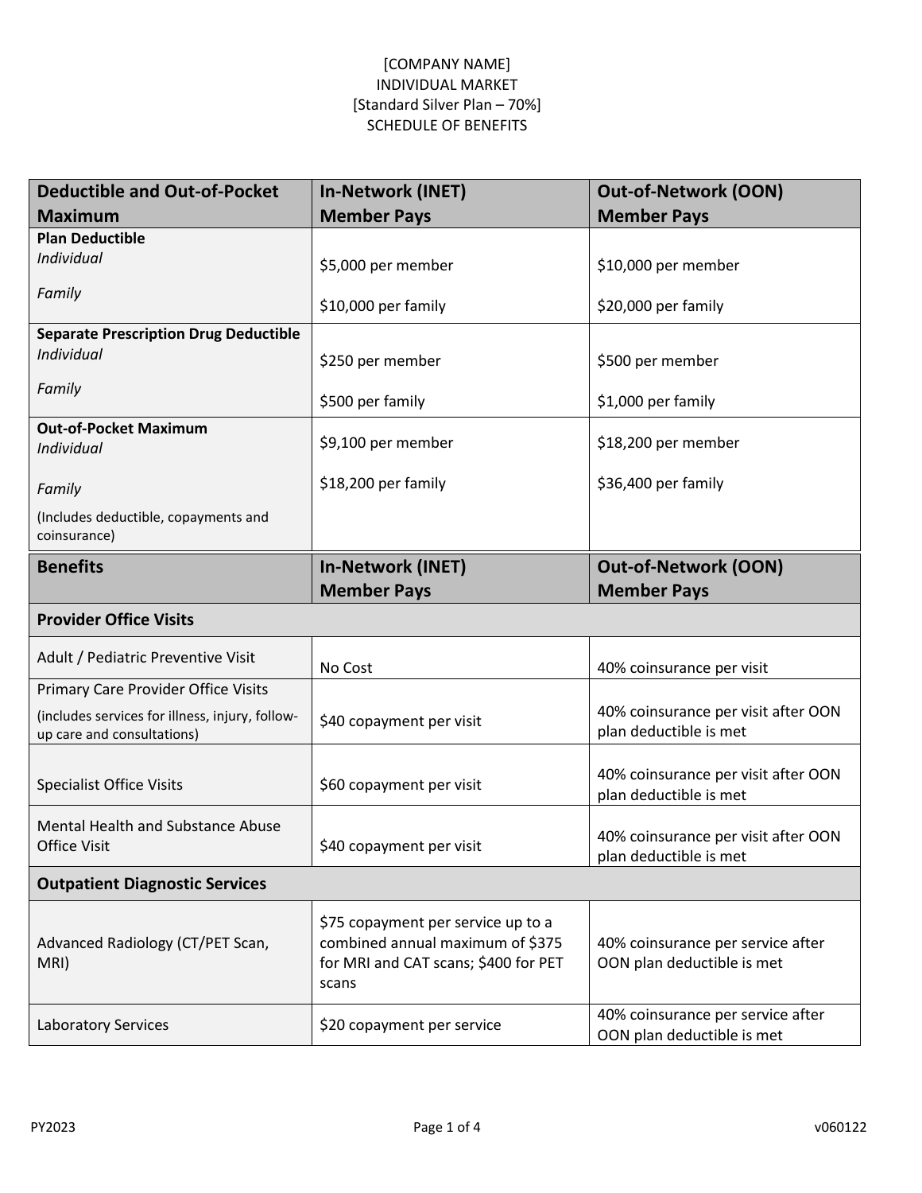[COMPANY NAME]
INDIVIDUAL MARKET
[Standard Silver Plan – 70%]
SCHEDULE OF BENEFITS

| Deductible and Out-of-Pocket Maximum | In-Network (INET) Member Pays | Out-of-Network (OON) Member Pays |
|---|---|---|
| **Plan Deductible** | | |
| *Individual* | $5,000 per member | $10,000 per member |
| *Family* | $10,000 per family | $20,000 per family |
| **Separate Prescription Drug Deductible** | | |
| *Individual* | $250 per member | $500 per member |
| *Family* | $500 per family | $1,000 per family |
| **Out-of-Pocket Maximum** | | |
| *Individual* | $9,100 per member | $18,200 per member |
| *Family* | $18,200 per family | $36,400 per family |
| (Includes deductible, copayments and coinsurance) | | |

| Benefits | In-Network (INET) Member Pays | Out-of-Network (OON) Member Pays |
|---|---|---|
| **Provider Office Visits** | | |
| Adult / Pediatric Preventive Visit | No Cost | 40% coinsurance per visit |
| Primary Care Provider Office Visits (includes services for illness, injury, follow-up care and consultations) | $40 copayment per visit | 40% coinsurance per visit after OON plan deductible is met |
| Specialist Office Visits | $60 copayment per visit | 40% coinsurance per visit after OON plan deductible is met |
| Mental Health and Substance Abuse Office Visit | $40 copayment per visit | 40% coinsurance per visit after OON plan deductible is met |
| **Outpatient Diagnostic Services** | | |
| Advanced Radiology (CT/PET Scan, MRI) | $75 copayment per service up to a combined annual maximum of $375 for MRI and CAT scans; $400 for PET scans | 40% coinsurance per service after OON plan deductible is met |
| Laboratory Services | $20 copayment per service | 40% coinsurance per service after OON plan deductible is met |

PY2023 v060122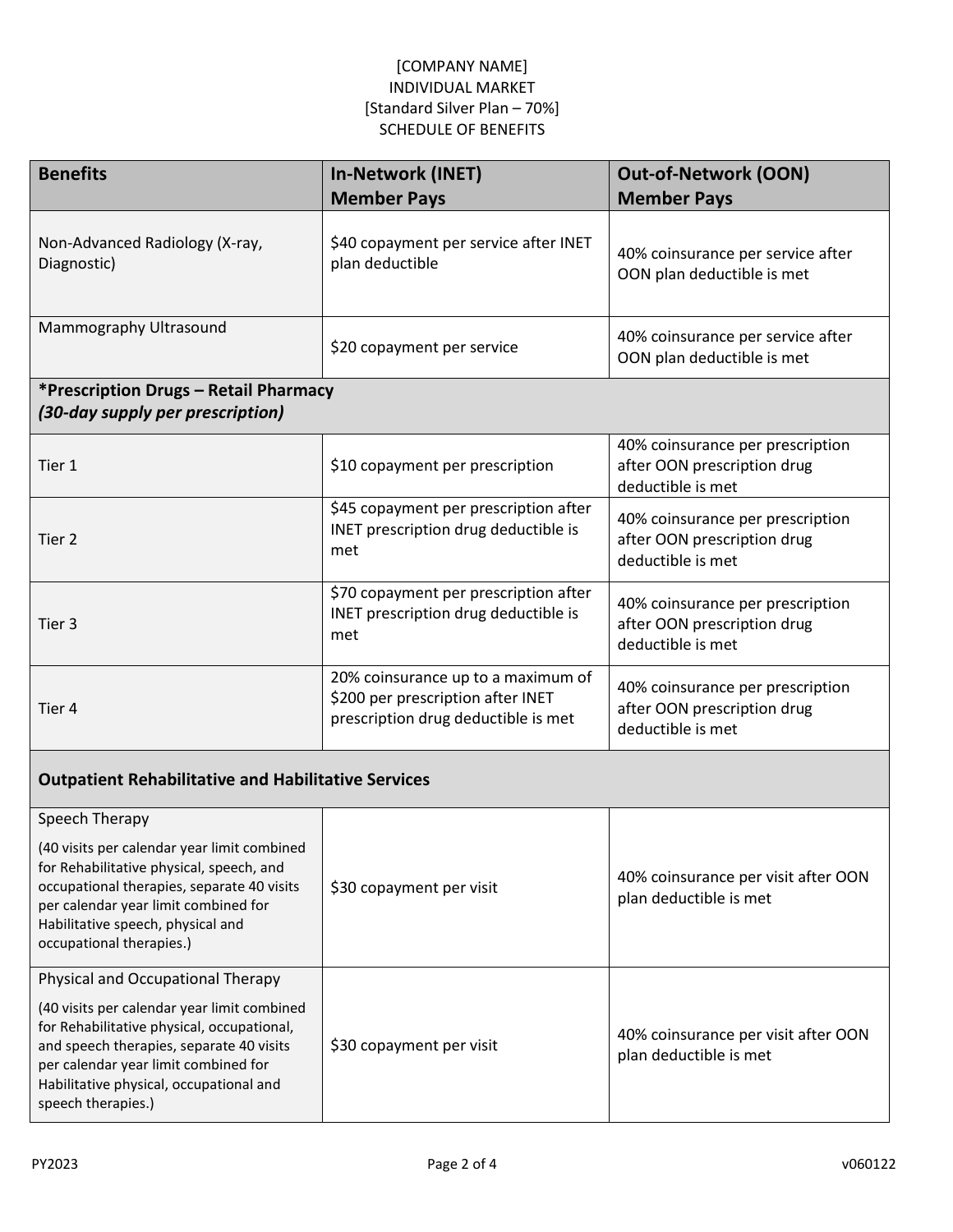[COMPANY NAME]
INDIVIDUAL MARKET
[Standard Silver Plan – 70%]
SCHEDULE OF BENEFITS

| Benefits | In-Network (INET) Member Pays | Out-of-Network (OON) Member Pays |
|---|---|---|
| Non-Advanced Radiology (X-ray, Diagnostic) | $40 copayment per service after INET plan deductible | 40% coinsurance per service after OON plan deductible is met |
| Mammography Ultrasound | $20 copayment per service | 40% coinsurance per service after OON plan deductible is met |
| ***Prescription Drugs – Retail Pharmacy** ***(30-day supply per prescription)*** | | |
| Tier 1 | $10 copayment per prescription | 40% coinsurance per prescription after OON prescription drug deductible is met |
| Tier 2 | $45 copayment per prescription after INET prescription drug deductible is met | 40% coinsurance per prescription after OON prescription drug deductible is met |
| Tier 3 | $70 copayment per prescription after INET prescription drug deductible is met | 40% coinsurance per prescription after OON prescription drug deductible is met |
| Tier 4 | 20% coinsurance up to a maximum of $200 per prescription after INET prescription drug deductible is met | 40% coinsurance per prescription after OON prescription drug deductible is met |
| **Outpatient Rehabilitative and Habilitative Services** | | |
| Speech Therapy (40 visits per calendar year limit combined for Rehabilitative physical, speech, and occupational therapies, separate 40 visits per calendar year limit combined for Habilitative speech, physical and occupational therapies.) | $30 copayment per visit | 40% coinsurance per visit after OON plan deductible is met |
| Physical and Occupational Therapy (40 visits per calendar year limit combined for Rehabilitative physical, occupational, and speech therapies, separate 40 visits per calendar year limit combined for Habilitative physical, occupational and speech therapies.) | $30 copayment per visit | 40% coinsurance per visit after OON plan deductible is met |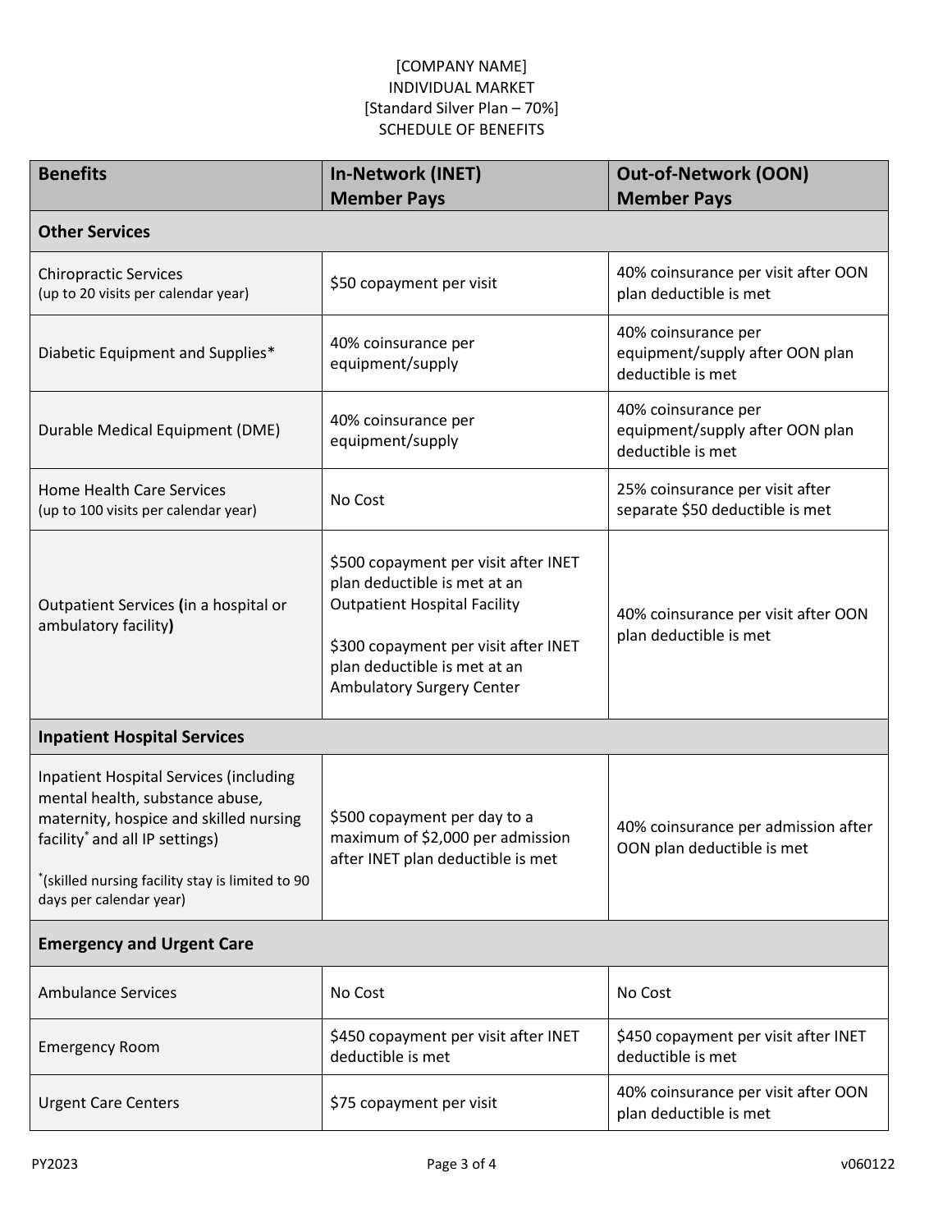[COMPANY NAME]
INDIVIDUAL MARKET
[Standard Silver Plan – 70%]
SCHEDULE OF BENEFITS

| Benefits | In-Network (INET) Member Pays | Out-of-Network (OON) Member Pays |
|---|---|---|
| **Other Services** | | |
| Chiropractic Services (up to 20 visits per calendar year) | $50 copayment per visit | 40% coinsurance per visit after OON plan deductible is met |
| Diabetic Equipment and Supplies* | 40% coinsurance per equipment/supply | 40% coinsurance per equipment/supply after OON plan deductible is met |
| Durable Medical Equipment (DME) | 40% coinsurance per equipment/supply | 40% coinsurance per equipment/supply after OON plan deductible is met |
| Home Health Care Services (up to 100 visits per calendar year) | No Cost | 25% coinsurance per visit after separate $50 deductible is met |
| Outpatient Services **(**in a hospital or ambulatory facility**)** | $500 copayment per visit after INET plan deductible is met at an Outpatient Hospital Facility<br><br>$300 copayment per visit after INET plan deductible is met at an Ambulatory Surgery Center | 40% coinsurance per visit after OON plan deductible is met |
| **Inpatient Hospital Services** | | |
| Inpatient Hospital Services (including mental health, substance abuse, maternity, hospice and skilled nursing facility* and all IP settings)<br><br>*(skilled nursing facility stay is limited to 90 days per calendar year) | $500 copayment per day to a maximum of $2,000 per admission after INET plan deductible is met | 40% coinsurance per admission after OON plan deductible is met |
| **Emergency and Urgent Care** | | |
| Ambulance Services | No Cost | No Cost |
| Emergency Room | $450 copayment per visit after INET deductible is met | $450 copayment per visit after INET deductible is met |
| Urgent Care Centers | $75 copayment per visit | 40% coinsurance per visit after OON plan deductible is met |

PY2023 v060122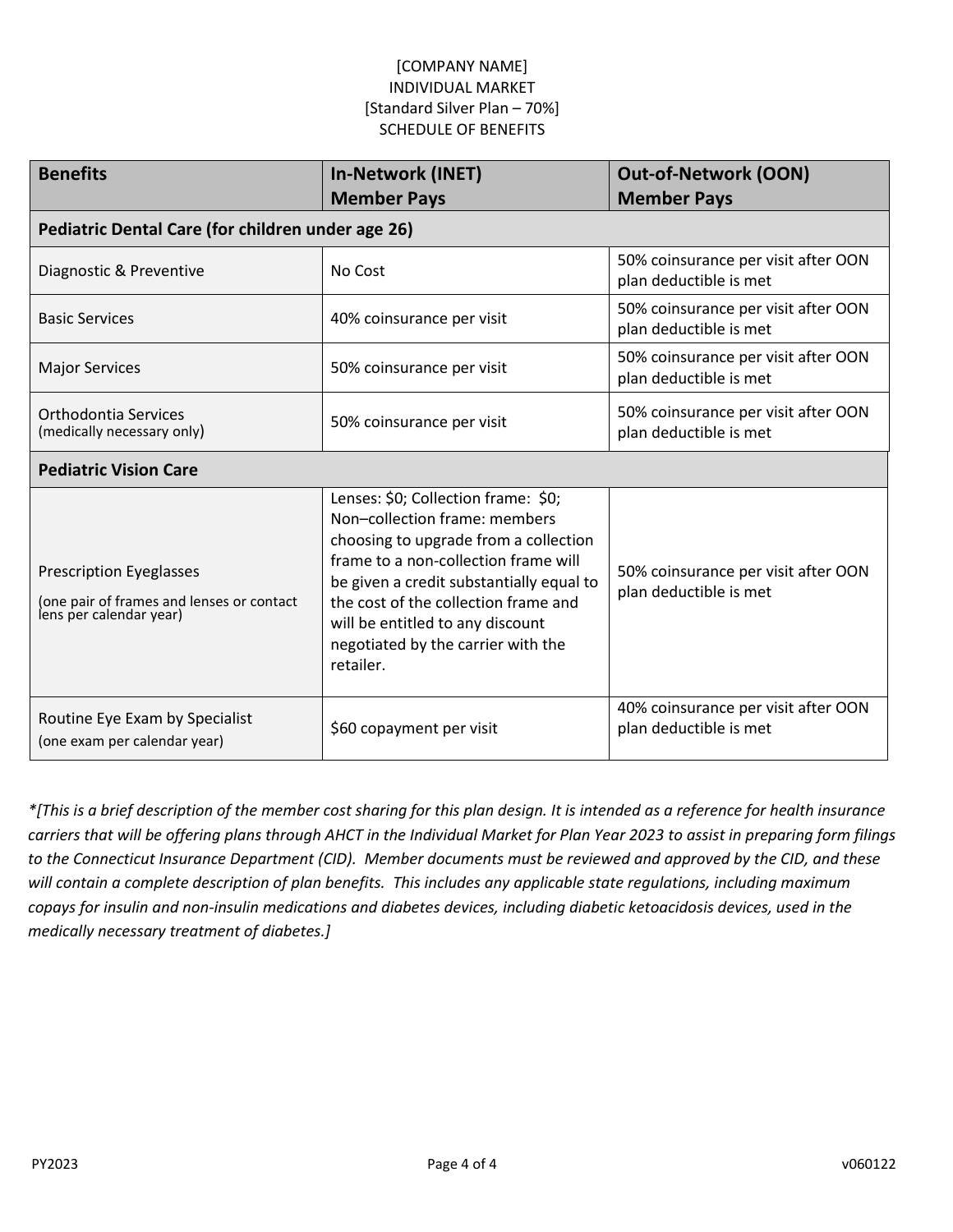[COMPANY NAME]
INDIVIDUAL MARKET
[Standard Silver Plan – 70%]
SCHEDULE OF BENEFITS

| Benefits | In-Network (INET) Member Pays | Out-of-Network (OON) Member Pays |
|---|---|---|
| **Pediatric Dental Care (for children under age 26)** | | |
| Diagnostic & Preventive | No Cost | 50% coinsurance per visit after OON plan deductible is met |
| Basic Services | 40% coinsurance per visit | 50% coinsurance per visit after OON plan deductible is met |
| Major Services | 50% coinsurance per visit | 50% coinsurance per visit after OON plan deductible is met |
| Orthodontia Services (medically necessary only) | 50% coinsurance per visit | 50% coinsurance per visit after OON plan deductible is met |
| **Pediatric Vision Care** | | |
| Prescription Eyeglasses (one pair of frames and lenses or contact lens per calendar year) | Lenses: $0; Collection frame: $0; Non–collection frame: members choosing to upgrade from a collection frame to a non-collection frame will be given a credit substantially equal to the cost of the collection frame and will be entitled to any discount negotiated by the carrier with the retailer. | 50% coinsurance per visit after OON plan deductible is met |
| Routine Eye Exam by Specialist (one exam per calendar year) | $60 copayment per visit | 40% coinsurance per visit after OON plan deductible is met |

*\*[This is a brief description of the member cost sharing for this plan design. It is intended as a reference for health insurance carriers that will be offering plans through AHCT in the Individual Market for Plan Year 2023 to assist in preparing form filings to the Connecticut Insurance Department (CID). Member documents must be reviewed and approved by the CID, and these will contain a complete description of plan benefits. This includes any applicable state regulations, including maximum copays for insulin and non-insulin medications and diabetes devices, including diabetic ketoacidosis devices, used in the medically necessary treatment of diabetes.]*